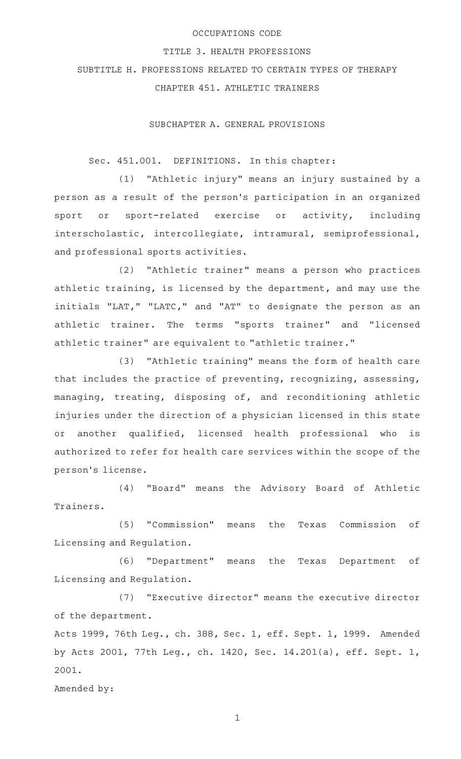# OCCUPATIONS CODE

## TITLE 3. HEALTH PROFESSIONS

## SUBTITLE H. PROFESSIONS RELATED TO CERTAIN TYPES OF THERAPY

## CHAPTER 451. ATHLETIC TRAINERS

### SUBCHAPTER A. GENERAL PROVISIONS

Sec. 451.001. DEFINITIONS. In this chapter:

(1) "Athletic injury" means an injury sustained by a person as a result of the person's participation in an organized sport or sport-related exercise or activity, including interscholastic, intercollegiate, intramural, semiprofessional, and professional sports activities.

(2) "Athletic trainer" means a person who practices athletic training, is licensed by the department, and may use the initials "LAT," "LATC," and "AT" to designate the person as an athletic trainer. The terms "sports trainer" and "licensed athletic trainer" are equivalent to "athletic trainer."

(3) "Athletic training" means the form of health care that includes the practice of preventing, recognizing, assessing, managing, treating, disposing of, and reconditioning athletic injuries under the direction of a physician licensed in this state or another qualified, licensed health professional who is authorized to refer for health care services within the scope of the person's license.

(4) "Board" means the Advisory Board of Athletic Trainers.

(5) "Commission" means the Texas Commission of Licensing and Regulation.

(6) "Department" means the Texas Department of Licensing and Regulation.

(7) "Executive director" means the executive director of the department.

Acts 1999, 76th Leg., ch. 388, Sec. 1, eff. Sept. 1, 1999. Amended by Acts 2001, 77th Leg., ch. 1420, Sec. 14.201(a), eff. Sept. 1, 2001.

Amended by: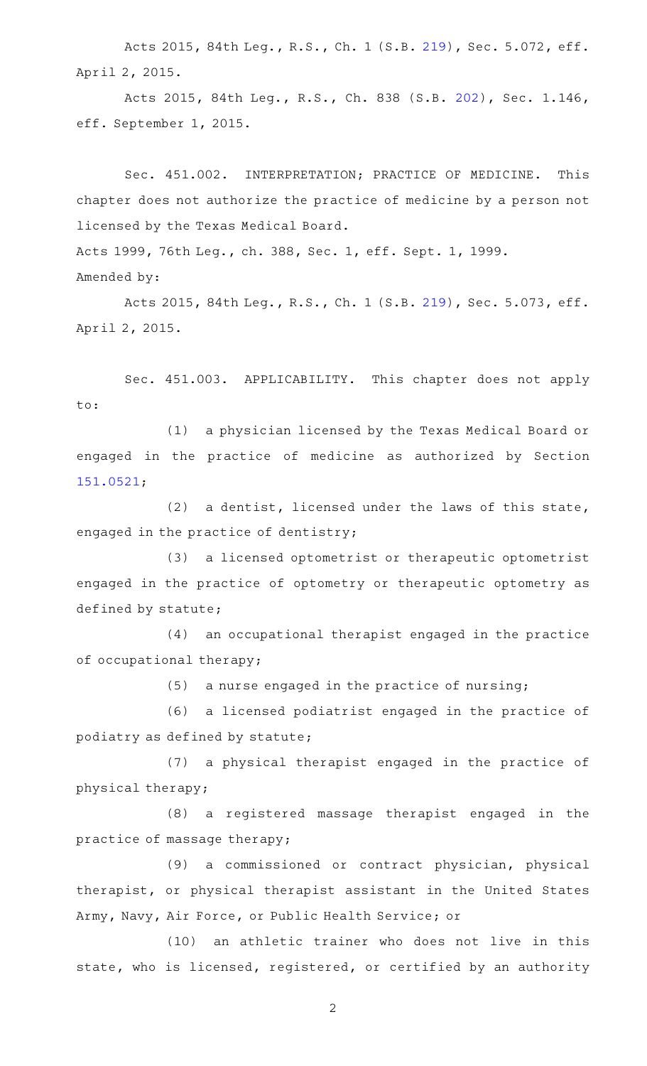Acts 2015, 84th Leg., R.S., Ch. 1 (S.B. 219), Sec. 5.072, eff. April 2, 2015.

Acts 2015, 84th Leg., R.S., Ch. 838 (S.B. 202), Sec. 1.146, eff. September 1, 2015.

Sec. 451.002. INTERPRETATION; PRACTICE OF MEDICINE. This chapter does not authorize the practice of medicine by a person not licensed by the Texas Medical Board.

Acts 1999, 76th Leg., ch. 388, Sec. 1, eff. Sept. 1, 1999.

Amended by:

Acts 2015, 84th Leg., R.S., Ch. 1 (S.B. 219), Sec. 5.073, eff. April 2, 2015.

Sec. 451.003. APPLICABILITY. This chapter does not apply to:

(1) a physician licensed by the Texas Medical Board or engaged in the practice of medicine as authorized by Section 151.0521;

(2) a dentist, licensed under the laws of this state, engaged in the practice of dentistry;

(3) a licensed optometrist or therapeutic optometrist engaged in the practice of optometry or therapeutic optometry as defined by statute;

(4) an occupational therapist engaged in the practice of occupational therapy;

(5) a nurse engaged in the practice of nursing;

(6) a licensed podiatrist engaged in the practice of podiatry as defined by statute;

(7) a physical therapist engaged in the practice of physical therapy;

(8) a registered massage therapist engaged in the practice of massage therapy;

(9) a commissioned or contract physician, physical therapist, or physical therapist assistant in the United States Army, Navy, Air Force, or Public Health Service; or

(10) an athletic trainer who does not live in this state, who is licensed, registered, or certified by an authority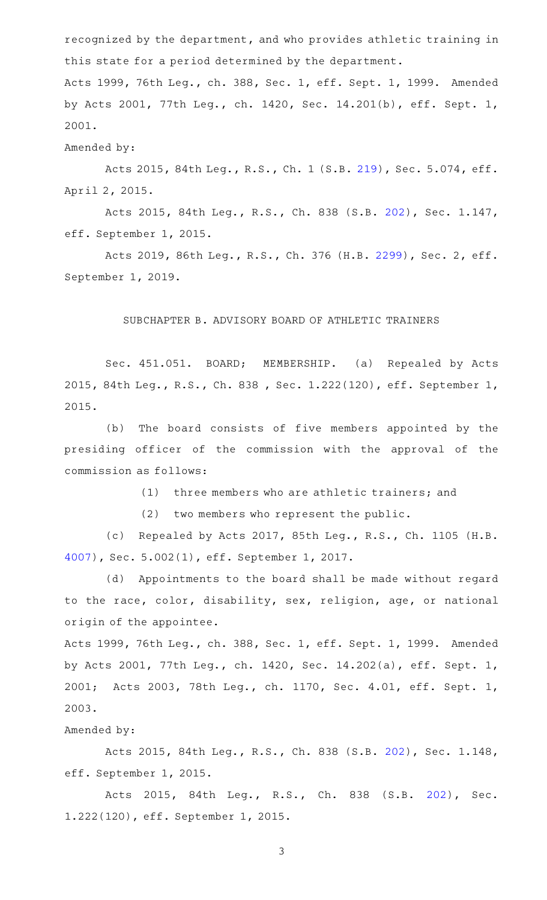recognized by the department, and who provides athletic training in this state for a period determined by the department.

Acts 1999, 76th Leg., ch. 388, Sec. 1, eff. Sept. 1, 1999. Amended by Acts 2001, 77th Leg., ch. 1420, Sec. 14.201(b), eff. Sept. 1, 2001.

Amended by:

Acts 2015, 84th Leg., R.S., Ch. 1 (S.B. 219), Sec. 5.074, eff. April 2, 2015.

Acts 2015, 84th Leg., R.S., Ch. 838 (S.B. 202), Sec. 1.147, eff. September 1, 2015.

Acts 2019, 86th Leg., R.S., Ch. 376 (H.B. 2299), Sec. 2, eff. September 1, 2019.

SUBCHAPTER B. ADVISORY BOARD OF ATHLETIC TRAINERS

Sec. 451.051. BOARD; MEMBERSHIP. (a) Repealed by Acts 2015, 84th Leg., R.S., Ch. 838 , Sec. 1.222(120), eff. September 1, 2015.

(b) The board consists of five members appointed by the presiding officer of the commission with the approval of the commission as follows:

(1) three members who are athletic trainers; and

(2) two members who represent the public.

(c) Repealed by Acts 2017, 85th Leg., R.S., Ch. 1105 (H.B. 4007), Sec. 5.002(1), eff. September 1, 2017.

(d) Appointments to the board shall be made without regard to the race, color, disability, sex, religion, age, or national origin of the appointee.

Acts 1999, 76th Leg., ch. 388, Sec. 1, eff. Sept. 1, 1999. Amended by Acts 2001, 77th Leg., ch. 1420, Sec. 14.202(a), eff. Sept. 1, 2001; Acts 2003, 78th Leg., ch. 1170, Sec. 4.01, eff. Sept. 1, 2003.

Amended by:

Acts 2015, 84th Leg., R.S., Ch. 838 (S.B. 202), Sec. 1.148, eff. September 1, 2015.

Acts 2015, 84th Leg., R.S., Ch. 838 (S.B. 202), Sec. 1.222(120), eff. September 1, 2015.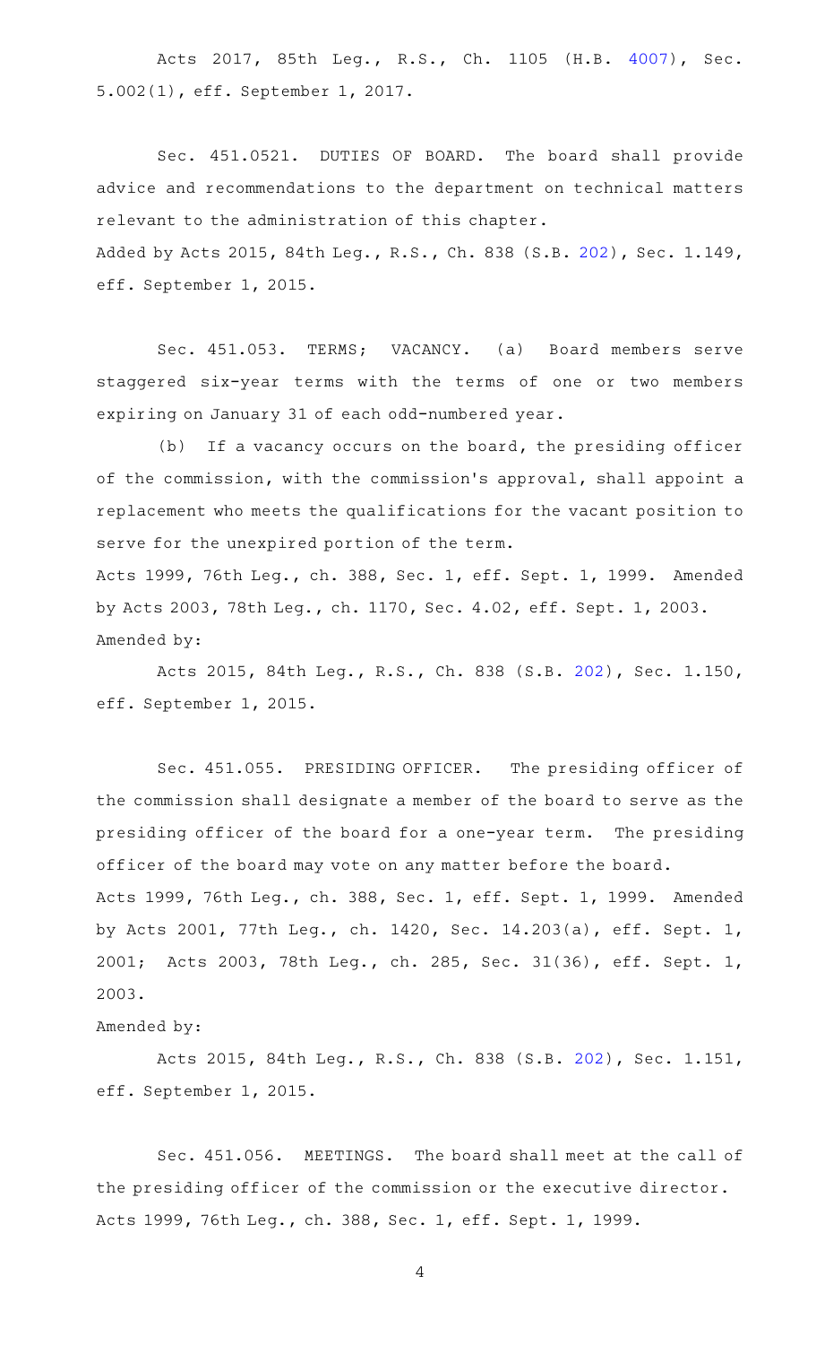Acts 2017, 85th Leg., R.S., Ch. 1105 (H.B. 4007), Sec. 5.002(1), eff. September 1, 2017.

Sec. 451.0521. DUTIES OF BOARD. The board shall provide advice and recommendations to the department on technical matters relevant to the administration of this chapter.
Added by Acts 2015, 84th Leg., R.S., Ch. 838 (S.B. 202), Sec. 1.149, eff. September 1, 2015.

Sec. 451.053. TERMS; VACANCY. (a) Board members serve staggered six-year terms with the terms of one or two members expiring on January 31 of each odd-numbered year.

(b) If a vacancy occurs on the board, the presiding officer of the commission, with the commission's approval, shall appoint a replacement who meets the qualifications for the vacant position to serve for the unexpired portion of the term.
Acts 1999, 76th Leg., ch. 388, Sec. 1, eff. Sept. 1, 1999. Amended by Acts 2003, 78th Leg., ch. 1170, Sec. 4.02, eff. Sept. 1, 2003.
Amended by:

Acts 2015, 84th Leg., R.S., Ch. 838 (S.B. 202), Sec. 1.150, eff. September 1, 2015.

Sec. 451.055. PRESIDING OFFICER. The presiding officer of the commission shall designate a member of the board to serve as the presiding officer of the board for a one-year term. The presiding officer of the board may vote on any matter before the board.
Acts 1999, 76th Leg., ch. 388, Sec. 1, eff. Sept. 1, 1999. Amended by Acts 2001, 77th Leg., ch. 1420, Sec. 14.203(a), eff. Sept. 1, 2001; Acts 2003, 78th Leg., ch. 285, Sec. 31(36), eff. Sept. 1, 2003.
Amended by:

Acts 2015, 84th Leg., R.S., Ch. 838 (S.B. 202), Sec. 1.151, eff. September 1, 2015.

Sec. 451.056. MEETINGS. The board shall meet at the call of the presiding officer of the commission or the executive director.
Acts 1999, 76th Leg., ch. 388, Sec. 1, eff. Sept. 1, 1999.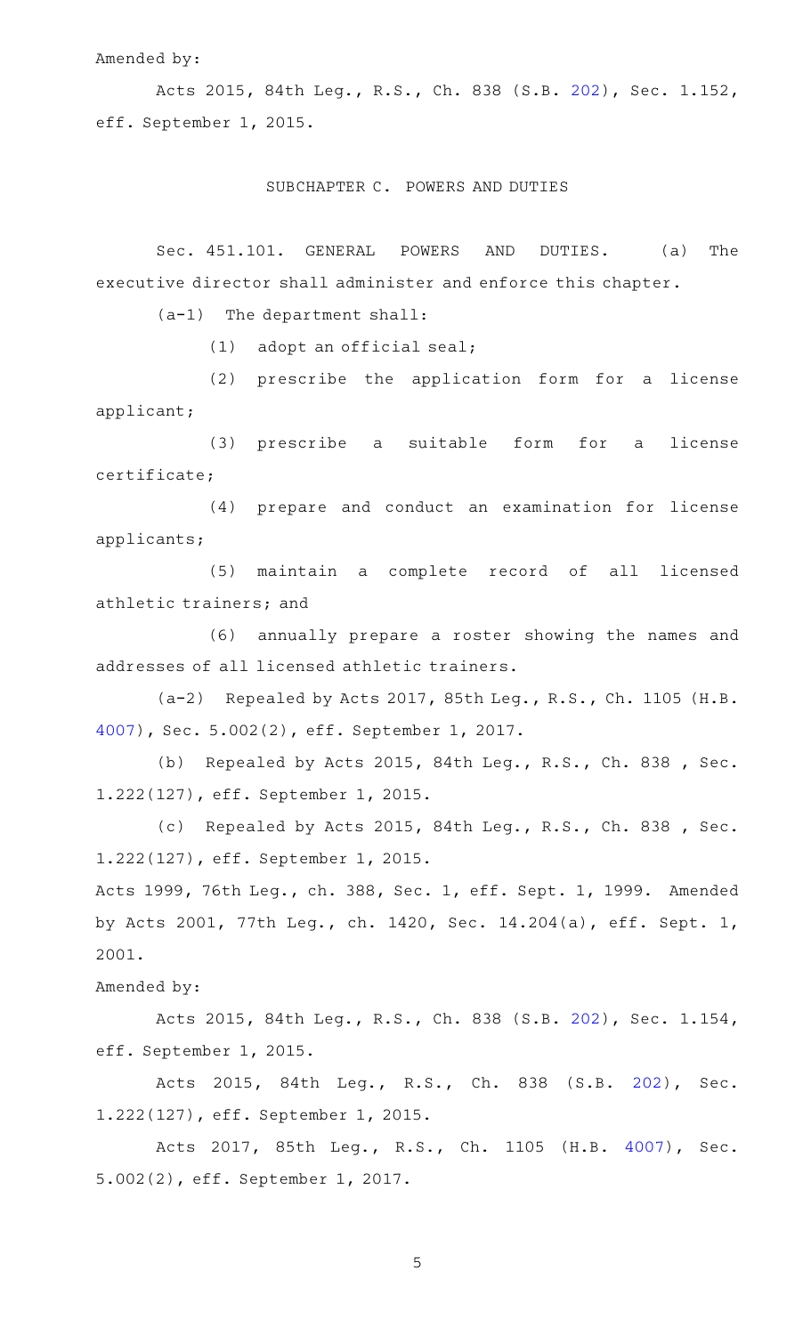Amended by:

Acts 2015, 84th Leg., R.S., Ch. 838 (S.B. 202), Sec. 1.152, eff. September 1, 2015.

## SUBCHAPTER C. POWERS AND DUTIES

Sec. 451.101. GENERAL POWERS AND DUTIES. (a) The executive director shall administer and enforce this chapter.

(a-1) The department shall:

(1) adopt an official seal;

(2) prescribe the application form for a license applicant;

(3) prescribe a suitable form for a license certificate;

(4) prepare and conduct an examination for license applicants;

(5) maintain a complete record of all licensed athletic trainers; and

(6) annually prepare a roster showing the names and addresses of all licensed athletic trainers.

(a-2) Repealed by Acts 2017, 85th Leg., R.S., Ch. 1105 (H.B. 4007), Sec. 5.002(2), eff. September 1, 2017.

(b) Repealed by Acts 2015, 84th Leg., R.S., Ch. 838 , Sec. 1.222(127), eff. September 1, 2015.

(c) Repealed by Acts 2015, 84th Leg., R.S., Ch. 838 , Sec. 1.222(127), eff. September 1, 2015.

Acts 1999, 76th Leg., ch. 388, Sec. 1, eff. Sept. 1, 1999. Amended by Acts 2001, 77th Leg., ch. 1420, Sec. 14.204(a), eff. Sept. 1, 2001.

Amended by:

Acts 2015, 84th Leg., R.S., Ch. 838 (S.B. 202), Sec. 1.154, eff. September 1, 2015.

Acts 2015, 84th Leg., R.S., Ch. 838 (S.B. 202), Sec. 1.222(127), eff. September 1, 2015.

Acts 2017, 85th Leg., R.S., Ch. 1105 (H.B. 4007), Sec. 5.002(2), eff. September 1, 2017.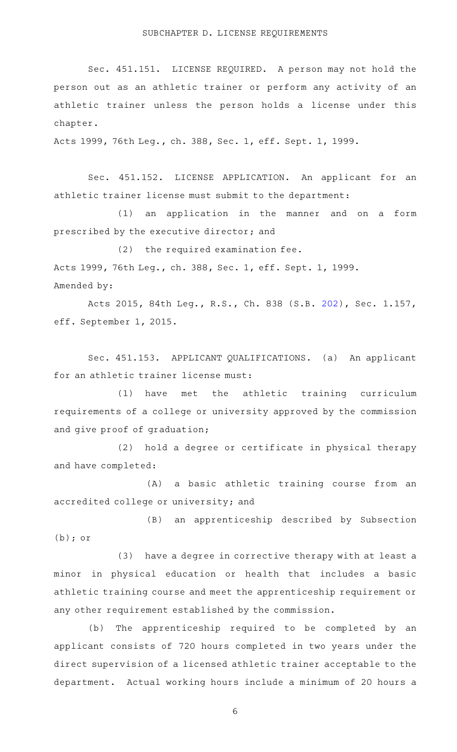## SUBCHAPTER D. LICENSE REQUIREMENTS

Sec. 451.151. LICENSE REQUIRED. A person may not hold the person out as an athletic trainer or perform any activity of an athletic trainer unless the person holds a license under this chapter.

Acts 1999, 76th Leg., ch. 388, Sec. 1, eff. Sept. 1, 1999.

Sec. 451.152. LICENSE APPLICATION. An applicant for an athletic trainer license must submit to the department:

(1) an application in the manner and on a form prescribed by the executive director; and

(2) the required examination fee.

Acts 1999, 76th Leg., ch. 388, Sec. 1, eff. Sept. 1, 1999.
Amended by:

Acts 2015, 84th Leg., R.S., Ch. 838 (S.B. 202), Sec. 1.157, eff. September 1, 2015.

Sec. 451.153. APPLICANT QUALIFICATIONS. (a) An applicant for an athletic trainer license must:

(1) have met the athletic training curriculum requirements of a college or university approved by the commission and give proof of graduation;

(2) hold a degree or certificate in physical therapy and have completed:

(A) a basic athletic training course from an accredited college or university; and

(B) an apprenticeship described by Subsection (b); or

(3) have a degree in corrective therapy with at least a minor in physical education or health that includes a basic athletic training course and meet the apprenticeship requirement or any other requirement established by the commission.

(b) The apprenticeship required to be completed by an applicant consists of 720 hours completed in two years under the direct supervision of a licensed athletic trainer acceptable to the department. Actual working hours include a minimum of 20 hours a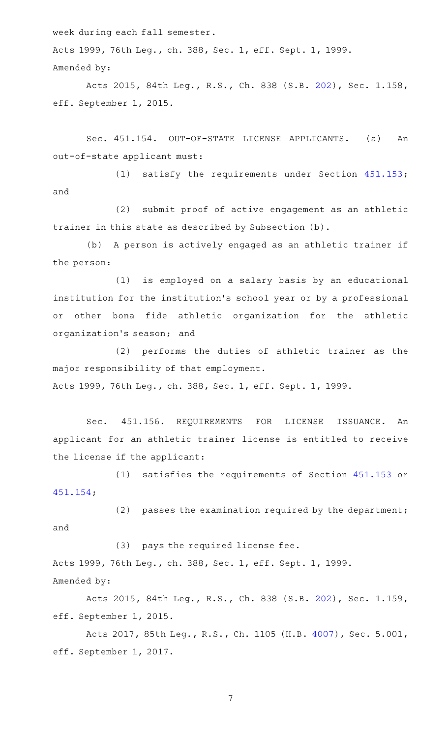week during each fall semester.

Acts 1999, 76th Leg., ch. 388, Sec. 1, eff. Sept. 1, 1999.

Amended by:

Acts 2015, 84th Leg., R.S., Ch. 838 (S.B. 202), Sec. 1.158, eff. September 1, 2015.

Sec. 451.154. OUT-OF-STATE LICENSE APPLICANTS. (a) An out-of-state applicant must:

(1) satisfy the requirements under Section 451.153; and

(2) submit proof of active engagement as an athletic trainer in this state as described by Subsection (b).

(b) A person is actively engaged as an athletic trainer if the person:

(1) is employed on a salary basis by an educational institution for the institution's school year or by a professional or other bona fide athletic organization for the athletic organization's season; and

(2) performs the duties of athletic trainer as the major responsibility of that employment.

Acts 1999, 76th Leg., ch. 388, Sec. 1, eff. Sept. 1, 1999.

Sec. 451.156. REQUIREMENTS FOR LICENSE ISSUANCE. An applicant for an athletic trainer license is entitled to receive the license if the applicant:

(1) satisfies the requirements of Section 451.153 or 451.154;

(2) passes the examination required by the department; and

(3) pays the required license fee.

Acts 1999, 76th Leg., ch. 388, Sec. 1, eff. Sept. 1, 1999.

Amended by:

Acts 2015, 84th Leg., R.S., Ch. 838 (S.B. 202), Sec. 1.159, eff. September 1, 2015.

Acts 2017, 85th Leg., R.S., Ch. 1105 (H.B. 4007), Sec. 5.001, eff. September 1, 2017.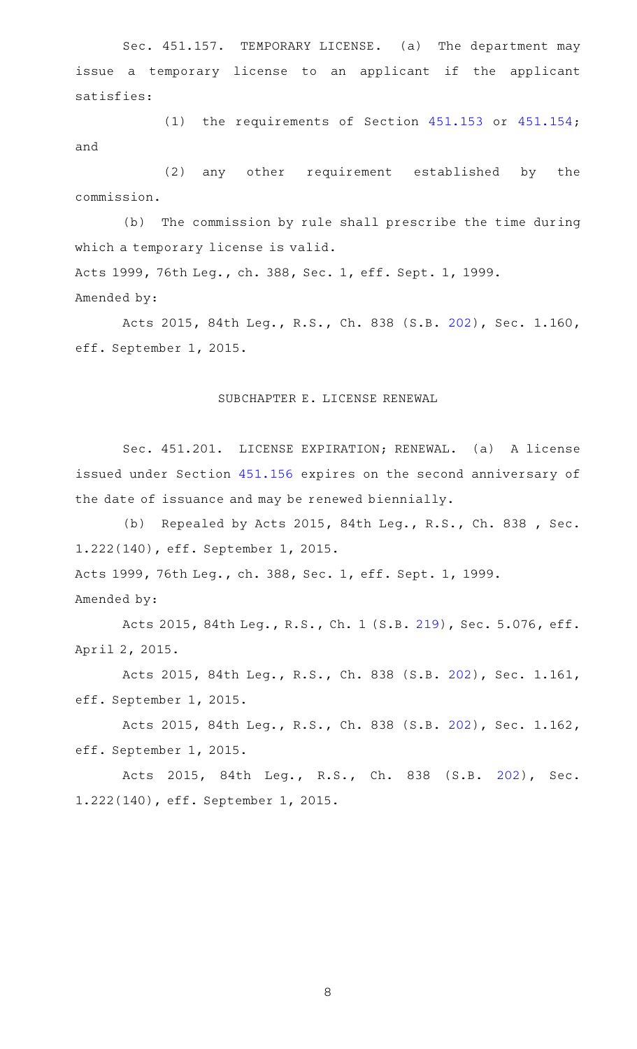Sec. 451.157. TEMPORARY LICENSE. (a) The department may issue a temporary license to an applicant if the applicant satisfies:

(1) the requirements of Section 451.153 or 451.154; and

(2) any other requirement established by the commission.

(b) The commission by rule shall prescribe the time during which a temporary license is valid.

Acts 1999, 76th Leg., ch. 388, Sec. 1, eff. Sept. 1, 1999.

Amended by:

Acts 2015, 84th Leg., R.S., Ch. 838 (S.B. 202), Sec. 1.160, eff. September 1, 2015.

SUBCHAPTER E. LICENSE RENEWAL

Sec. 451.201. LICENSE EXPIRATION; RENEWAL. (a) A license issued under Section 451.156 expires on the second anniversary of the date of issuance and may be renewed biennially.

(b) Repealed by Acts 2015, 84th Leg., R.S., Ch. 838 , Sec. 1.222(140), eff. September 1, 2015.

Acts 1999, 76th Leg., ch. 388, Sec. 1, eff. Sept. 1, 1999.

Amended by:

Acts 2015, 84th Leg., R.S., Ch. 1 (S.B. 219), Sec. 5.076, eff. April 2, 2015.

Acts 2015, 84th Leg., R.S., Ch. 838 (S.B. 202), Sec. 1.161, eff. September 1, 2015.

Acts 2015, 84th Leg., R.S., Ch. 838 (S.B. 202), Sec. 1.162, eff. September 1, 2015.

Acts 2015, 84th Leg., R.S., Ch. 838 (S.B. 202), Sec. 1.222(140), eff. September 1, 2015.